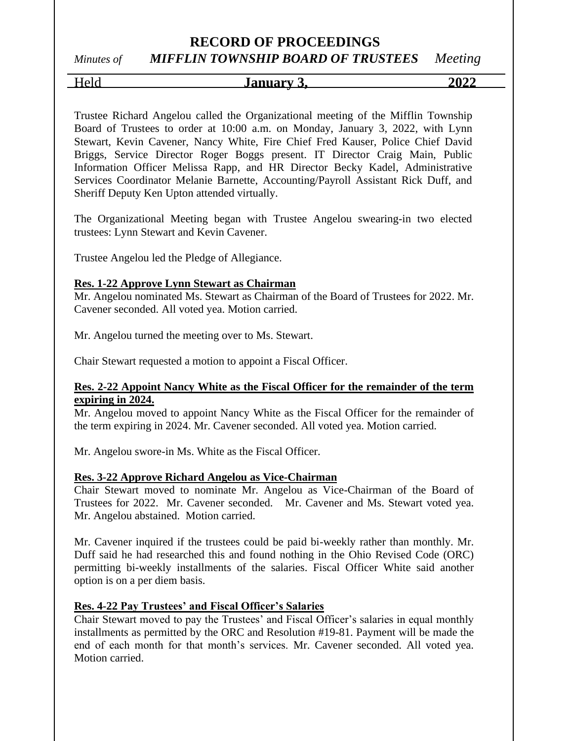# RECORD OF PROCEEDINGS

*Minutes of* ***MIFFLIN TOWNSHIP BOARD OF TRUSTEES*** *Meeting*

Held **January 3, 2022**

Trustee Richard Angelou called the Organizational meeting of the Mifflin Township Board of Trustees to order at 10:00 a.m. on Monday, January 3, 2022, with Lynn Stewart, Kevin Cavener, Nancy White, Fire Chief Fred Kauser, Police Chief David Briggs, Service Director Roger Boggs present. IT Director Craig Main, Public Information Officer Melissa Rapp, and HR Director Becky Kadel, Administrative Services Coordinator Melanie Barnette, Accounting/Payroll Assistant Rick Duff, and Sheriff Deputy Ken Upton attended virtually.

The Organizational Meeting began with Trustee Angelou swearing-in two elected trustees: Lynn Stewart and Kevin Cavener.

Trustee Angelou led the Pledge of Allegiance.

**Res. 1-22 Approve Lynn Stewart as Chairman**

Mr. Angelou nominated Ms. Stewart as Chairman of the Board of Trustees for 2022. Mr. Cavener seconded. All voted yea. Motion carried.

Mr. Angelou turned the meeting over to Ms. Stewart.

Chair Stewart requested a motion to appoint a Fiscal Officer.

**Res. 2-22 Appoint Nancy White as the Fiscal Officer for the remainder of the term expiring in 2024.**

Mr. Angelou moved to appoint Nancy White as the Fiscal Officer for the remainder of the term expiring in 2024. Mr. Cavener seconded. All voted yea. Motion carried.

Mr. Angelou swore-in Ms. White as the Fiscal Officer.

**Res. 3-22 Approve Richard Angelou as Vice-Chairman**

Chair Stewart moved to nominate Mr. Angelou as Vice-Chairman of the Board of Trustees for 2022. Mr. Cavener seconded. Mr. Cavener and Ms. Stewart voted yea. Mr. Angelou abstained. Motion carried.

Mr. Cavener inquired if the trustees could be paid bi-weekly rather than monthly. Mr. Duff said he had researched this and found nothing in the Ohio Revised Code (ORC) permitting bi-weekly installments of the salaries. Fiscal Officer White said another option is on a per diem basis.

**Res. 4-22 Pay Trustees' and Fiscal Officer's Salaries**

Chair Stewart moved to pay the Trustees' and Fiscal Officer's salaries in equal monthly installments as permitted by the ORC and Resolution #19-81. Payment will be made the end of each month for that month's services. Mr. Cavener seconded. All voted yea. Motion carried.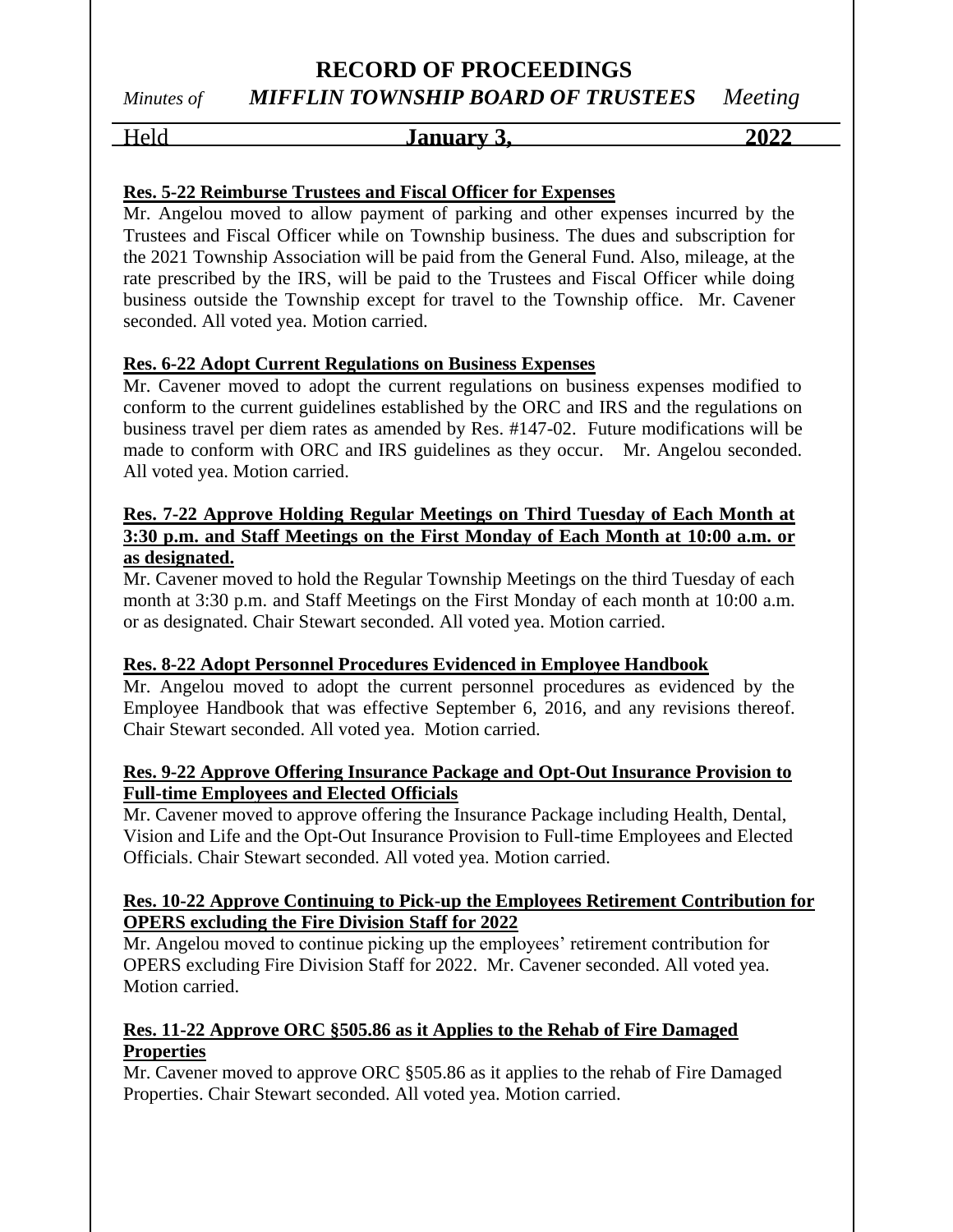**Res. 5-22 Reimburse Trustees and Fiscal Officer for Expenses**

Mr. Angelou moved to allow payment of parking and other expenses incurred by the Trustees and Fiscal Officer while on Township business. The dues and subscription for the 2021 Township Association will be paid from the General Fund. Also, mileage, at the rate prescribed by the IRS, will be paid to the Trustees and Fiscal Officer while doing business outside the Township except for travel to the Township office. Mr. Cavener seconded. All voted yea. Motion carried.

**Res. 6-22 Adopt Current Regulations on Business Expenses**

Mr. Cavener moved to adopt the current regulations on business expenses modified to conform to the current guidelines established by the ORC and IRS and the regulations on business travel per diem rates as amended by Res. #147-02. Future modifications will be made to conform with ORC and IRS guidelines as they occur. Mr. Angelou seconded. All voted yea. Motion carried.

**Res. 7-22 Approve Holding Regular Meetings on Third Tuesday of Each Month at 3:30 p.m. and Staff Meetings on the First Monday of Each Month at 10:00 a.m. or as designated.**

Mr. Cavener moved to hold the Regular Township Meetings on the third Tuesday of each month at 3:30 p.m. and Staff Meetings on the First Monday of each month at 10:00 a.m. or as designated. Chair Stewart seconded. All voted yea. Motion carried.

**Res. 8-22 Adopt Personnel Procedures Evidenced in Employee Handbook**

Mr. Angelou moved to adopt the current personnel procedures as evidenced by the Employee Handbook that was effective September 6, 2016, and any revisions thereof. Chair Stewart seconded. All voted yea. Motion carried.

**Res. 9-22 Approve Offering Insurance Package and Opt-Out Insurance Provision to Full-time Employees and Elected Officials**

Mr. Cavener moved to approve offering the Insurance Package including Health, Dental, Vision and Life and the Opt-Out Insurance Provision to Full-time Employees and Elected Officials. Chair Stewart seconded. All voted yea. Motion carried.

**Res. 10-22 Approve Continuing to Pick-up the Employees Retirement Contribution for OPERS excluding the Fire Division Staff for 2022**

Mr. Angelou moved to continue picking up the employees' retirement contribution for OPERS excluding Fire Division Staff for 2022. Mr. Cavener seconded. All voted yea. Motion carried.

**Res. 11-22 Approve ORC §505.86 as it Applies to the Rehab of Fire Damaged Properties**

Mr. Cavener moved to approve ORC §505.86 as it applies to the rehab of Fire Damaged Properties. Chair Stewart seconded. All voted yea. Motion carried.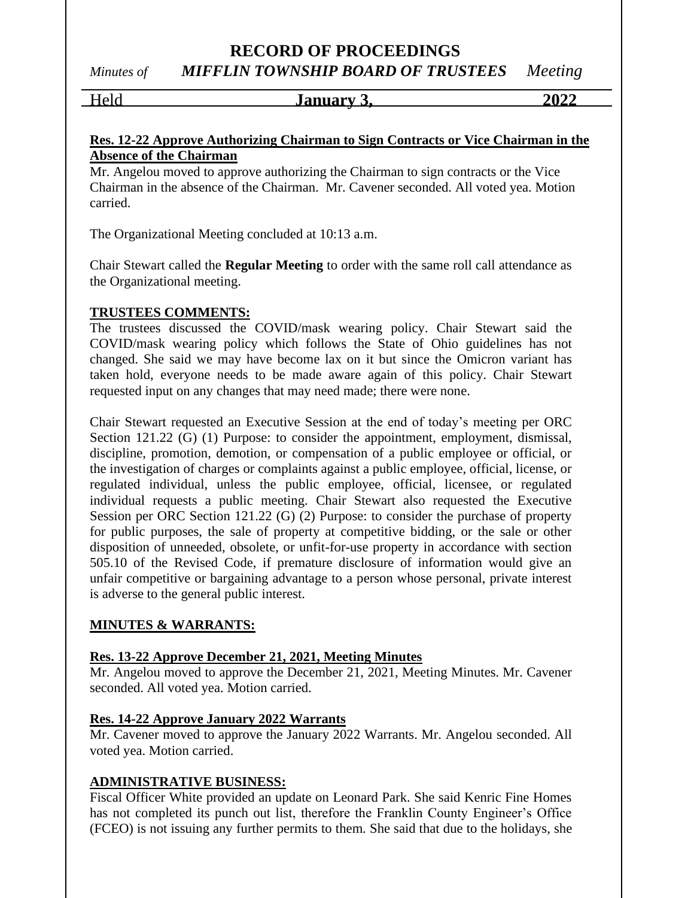**Res. 12-22 Approve Authorizing Chairman to Sign Contracts or Vice Chairman in the Absence of the Chairman**

Mr. Angelou moved to approve authorizing the Chairman to sign contracts or the Vice Chairman in the absence of the Chairman. Mr. Cavener seconded. All voted yea. Motion carried.

The Organizational Meeting concluded at 10:13 a.m.

Chair Stewart called the **Regular Meeting** to order with the same roll call attendance as the Organizational meeting.

**TRUSTEES COMMENTS:**

The trustees discussed the COVID/mask wearing policy. Chair Stewart said the COVID/mask wearing policy which follows the State of Ohio guidelines has not changed. She said we may have become lax on it but since the Omicron variant has taken hold, everyone needs to be made aware again of this policy. Chair Stewart requested input on any changes that may need made; there were none.

Chair Stewart requested an Executive Session at the end of today's meeting per ORC Section 121.22 (G) (1) Purpose: to consider the appointment, employment, dismissal, discipline, promotion, demotion, or compensation of a public employee or official, or the investigation of charges or complaints against a public employee, official, license, or regulated individual, unless the public employee, official, licensee, or regulated individual requests a public meeting. Chair Stewart also requested the Executive Session per ORC Section 121.22 (G) (2) Purpose: to consider the purchase of property for public purposes, the sale of property at competitive bidding, or the sale or other disposition of unneeded, obsolete, or unfit-for-use property in accordance with section 505.10 of the Revised Code, if premature disclosure of information would give an unfair competitive or bargaining advantage to a person whose personal, private interest is adverse to the general public interest.

**MINUTES & WARRANTS:**

**Res. 13-22 Approve December 21, 2021, Meeting Minutes**

Mr. Angelou moved to approve the December 21, 2021, Meeting Minutes. Mr. Cavener seconded. All voted yea. Motion carried.

**Res. 14-22 Approve January 2022 Warrants**

Mr. Cavener moved to approve the January 2022 Warrants. Mr. Angelou seconded. All voted yea. Motion carried.

**ADMINISTRATIVE BUSINESS:**

Fiscal Officer White provided an update on Leonard Park. She said Kenric Fine Homes has not completed its punch out list, therefore the Franklin County Engineer's Office (FCEO) is not issuing any further permits to them. She said that due to the holidays, she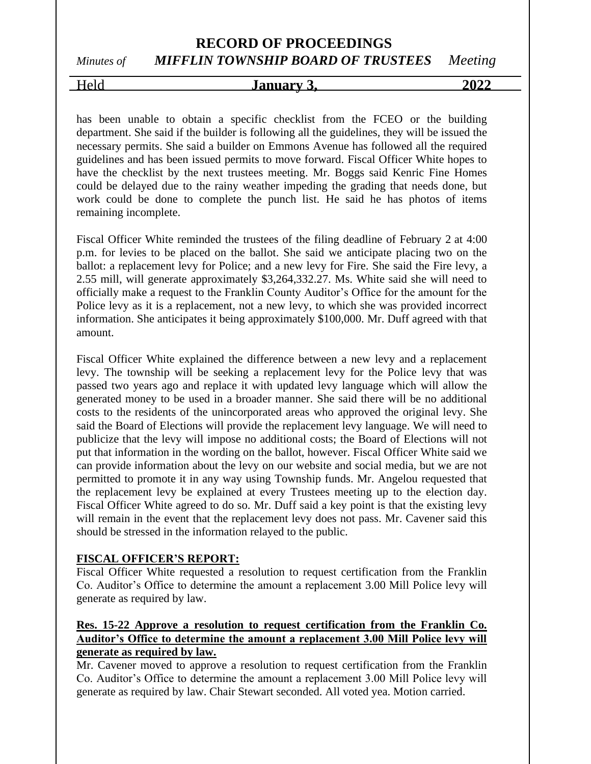has been unable to obtain a specific checklist from the FCEO or the building department. She said if the builder is following all the guidelines, they will be issued the necessary permits. She said a builder on Emmons Avenue has followed all the required guidelines and has been issued permits to move forward. Fiscal Officer White hopes to have the checklist by the next trustees meeting. Mr. Boggs said Kenric Fine Homes could be delayed due to the rainy weather impeding the grading that needs done, but work could be done to complete the punch list. He said he has photos of items remaining incomplete.

Fiscal Officer White reminded the trustees of the filing deadline of February 2 at 4:00 p.m. for levies to be placed on the ballot. She said we anticipate placing two on the ballot: a replacement levy for Police; and a new levy for Fire. She said the Fire levy, a 2.55 mill, will generate approximately $3,264,332.27. Ms. White said she will need to officially make a request to the Franklin County Auditor's Office for the amount for the Police levy as it is a replacement, not a new levy, to which she was provided incorrect information. She anticipates it being approximately $100,000. Mr. Duff agreed with that amount.

Fiscal Officer White explained the difference between a new levy and a replacement levy. The township will be seeking a replacement levy for the Police levy that was passed two years ago and replace it with updated levy language which will allow the generated money to be used in a broader manner. She said there will be no additional costs to the residents of the unincorporated areas who approved the original levy. She said the Board of Elections will provide the replacement levy language. We will need to publicize that the levy will impose no additional costs; the Board of Elections will not put that information in the wording on the ballot, however. Fiscal Officer White said we can provide information about the levy on our website and social media, but we are not permitted to promote it in any way using Township funds. Mr. Angelou requested that the replacement levy be explained at every Trustees meeting up to the election day. Fiscal Officer White agreed to do so. Mr. Duff said a key point is that the existing levy will remain in the event that the replacement levy does not pass. Mr. Cavener said this should be stressed in the information relayed to the public.

**FISCAL OFFICER'S REPORT:**

Fiscal Officer White requested a resolution to request certification from the Franklin Co. Auditor's Office to determine the amount a replacement 3.00 Mill Police levy will generate as required by law.

**Res. 15-22 Approve a resolution to request certification from the Franklin Co. Auditor's Office to determine the amount a replacement 3.00 Mill Police levy will generate as required by law.**

Mr. Cavener moved to approve a resolution to request certification from the Franklin Co. Auditor's Office to determine the amount a replacement 3.00 Mill Police levy will generate as required by law. Chair Stewart seconded. All voted yea. Motion carried.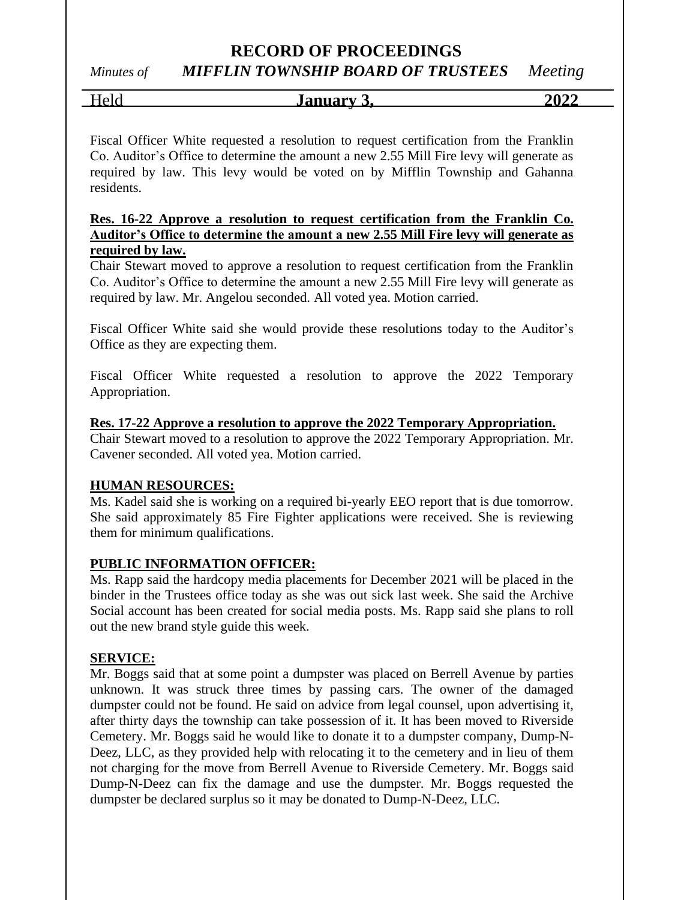Fiscal Officer White requested a resolution to request certification from the Franklin Co. Auditor's Office to determine the amount a new 2.55 Mill Fire levy will generate as required by law. This levy would be voted on by Mifflin Township and Gahanna residents.

**Res. 16-22 Approve a resolution to request certification from the Franklin Co. Auditor's Office to determine the amount a new 2.55 Mill Fire levy will generate as required by law.**
Chair Stewart moved to approve a resolution to request certification from the Franklin Co. Auditor's Office to determine the amount a new 2.55 Mill Fire levy will generate as required by law. Mr. Angelou seconded. All voted yea. Motion carried.

Fiscal Officer White said she would provide these resolutions today to the Auditor's Office as they are expecting them.

Fiscal Officer White requested a resolution to approve the 2022 Temporary Appropriation.

**Res. 17-22 Approve a resolution to approve the 2022 Temporary Appropriation.**
Chair Stewart moved to a resolution to approve the 2022 Temporary Appropriation. Mr. Cavener seconded. All voted yea. Motion carried.

**HUMAN RESOURCES:**
Ms. Kadel said she is working on a required bi-yearly EEO report that is due tomorrow. She said approximately 85 Fire Fighter applications were received. She is reviewing them for minimum qualifications.

**PUBLIC INFORMATION OFFICER:**
Ms. Rapp said the hardcopy media placements for December 2021 will be placed in the binder in the Trustees office today as she was out sick last week. She said the Archive Social account has been created for social media posts. Ms. Rapp said she plans to roll out the new brand style guide this week.

**SERVICE:**
Mr. Boggs said that at some point a dumpster was placed on Berrell Avenue by parties unknown. It was struck three times by passing cars. The owner of the damaged dumpster could not be found. He said on advice from legal counsel, upon advertising it, after thirty days the township can take possession of it. It has been moved to Riverside Cemetery. Mr. Boggs said he would like to donate it to a dumpster company, Dump-N-Deez, LLC, as they provided help with relocating it to the cemetery and in lieu of them not charging for the move from Berrell Avenue to Riverside Cemetery. Mr. Boggs said Dump-N-Deez can fix the damage and use the dumpster. Mr. Boggs requested the dumpster be declared surplus so it may be donated to Dump-N-Deez, LLC.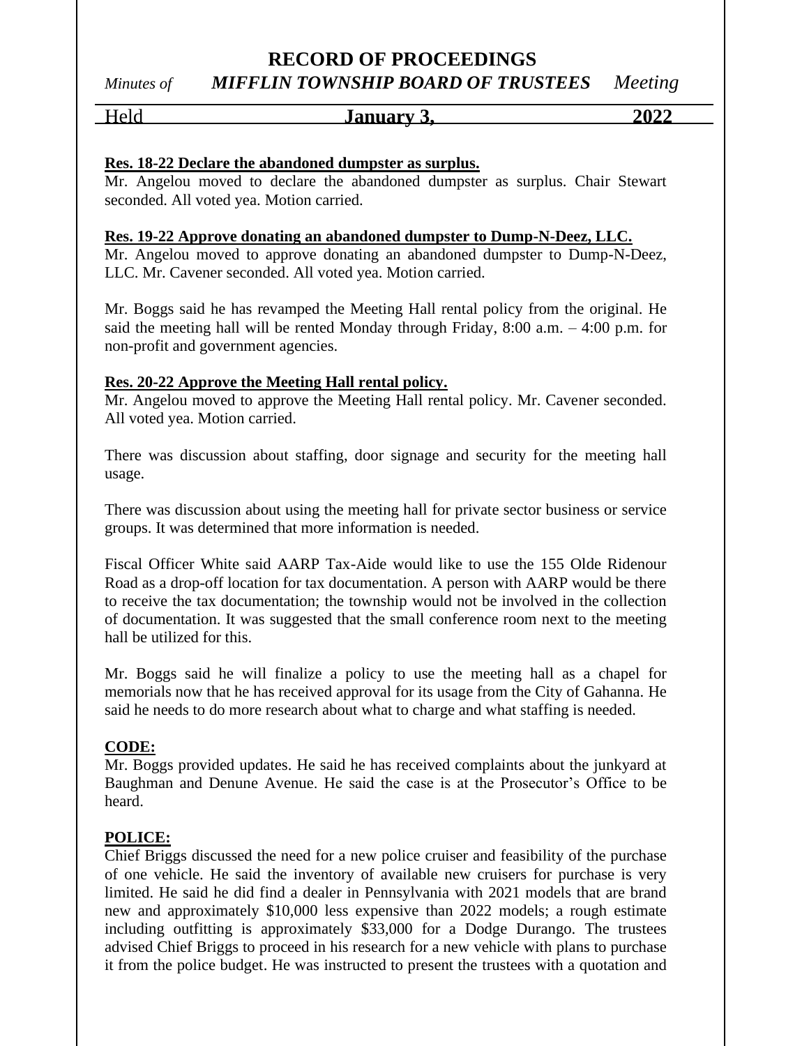**Res. 18-22 Declare the abandoned dumpster as surplus.**

Mr. Angelou moved to declare the abandoned dumpster as surplus. Chair Stewart seconded. All voted yea. Motion carried.

**Res. 19-22 Approve donating an abandoned dumpster to Dump-N-Deez, LLC.**

Mr. Angelou moved to approve donating an abandoned dumpster to Dump-N-Deez, LLC. Mr. Cavener seconded. All voted yea. Motion carried.

Mr. Boggs said he has revamped the Meeting Hall rental policy from the original. He said the meeting hall will be rented Monday through Friday, 8:00 a.m. – 4:00 p.m. for non-profit and government agencies.

**Res. 20-22 Approve the Meeting Hall rental policy.**

Mr. Angelou moved to approve the Meeting Hall rental policy. Mr. Cavener seconded. All voted yea. Motion carried.

There was discussion about staffing, door signage and security for the meeting hall usage.

There was discussion about using the meeting hall for private sector business or service groups. It was determined that more information is needed.

Fiscal Officer White said AARP Tax-Aide would like to use the 155 Olde Ridenour Road as a drop-off location for tax documentation. A person with AARP would be there to receive the tax documentation; the township would not be involved in the collection of documentation. It was suggested that the small conference room next to the meeting hall be utilized for this.

Mr. Boggs said he will finalize a policy to use the meeting hall as a chapel for memorials now that he has received approval for its usage from the City of Gahanna. He said he needs to do more research about what to charge and what staffing is needed.

**CODE:**

Mr. Boggs provided updates. He said he has received complaints about the junkyard at Baughman and Denune Avenue. He said the case is at the Prosecutor's Office to be heard.

**POLICE:**

Chief Briggs discussed the need for a new police cruiser and feasibility of the purchase of one vehicle. He said the inventory of available new cruisers for purchase is very limited. He said he did find a dealer in Pennsylvania with 2021 models that are brand new and approximately $10,000 less expensive than 2022 models; a rough estimate including outfitting is approximately $33,000 for a Dodge Durango. The trustees advised Chief Briggs to proceed in his research for a new vehicle with plans to purchase it from the police budget. He was instructed to present the trustees with a quotation and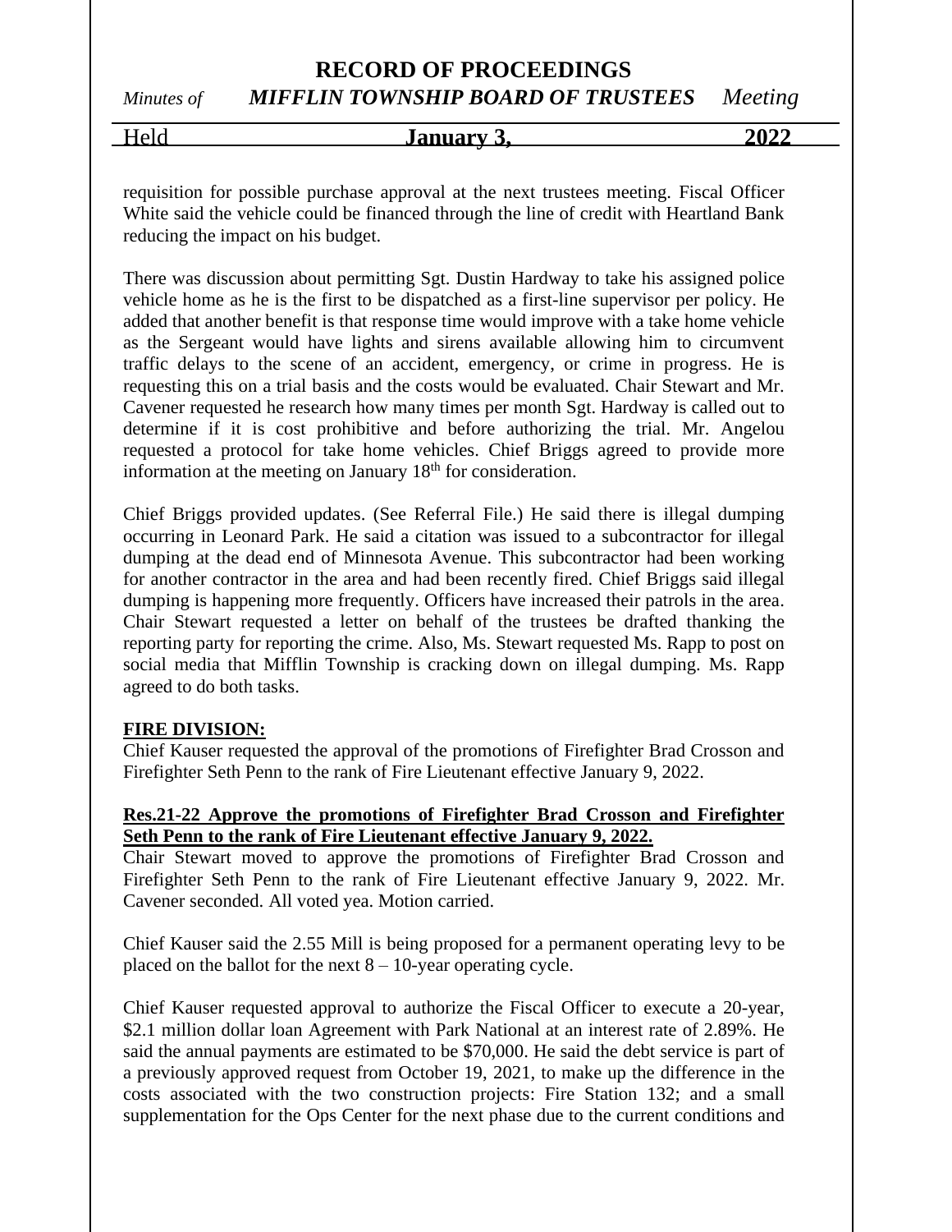requisition for possible purchase approval at the next trustees meeting. Fiscal Officer White said the vehicle could be financed through the line of credit with Heartland Bank reducing the impact on his budget.

There was discussion about permitting Sgt. Dustin Hardway to take his assigned police vehicle home as he is the first to be dispatched as a first-line supervisor per policy. He added that another benefit is that response time would improve with a take home vehicle as the Sergeant would have lights and sirens available allowing him to circumvent traffic delays to the scene of an accident, emergency, or crime in progress. He is requesting this on a trial basis and the costs would be evaluated. Chair Stewart and Mr. Cavener requested he research how many times per month Sgt. Hardway is called out to determine if it is cost prohibitive and before authorizing the trial. Mr. Angelou requested a protocol for take home vehicles. Chief Briggs agreed to provide more information at the meeting on January 18th for consideration.

Chief Briggs provided updates. (See Referral File.) He said there is illegal dumping occurring in Leonard Park. He said a citation was issued to a subcontractor for illegal dumping at the dead end of Minnesota Avenue. This subcontractor had been working for another contractor in the area and had been recently fired. Chief Briggs said illegal dumping is happening more frequently. Officers have increased their patrols in the area. Chair Stewart requested a letter on behalf of the trustees be drafted thanking the reporting party for reporting the crime. Also, Ms. Stewart requested Ms. Rapp to post on social media that Mifflin Township is cracking down on illegal dumping. Ms. Rapp agreed to do both tasks.

**FIRE DIVISION:**

Chief Kauser requested the approval of the promotions of Firefighter Brad Crosson and Firefighter Seth Penn to the rank of Fire Lieutenant effective January 9, 2022.

**Res.21-22 Approve the promotions of Firefighter Brad Crosson and Firefighter Seth Penn to the rank of Fire Lieutenant effective January 9, 2022.**

Chair Stewart moved to approve the promotions of Firefighter Brad Crosson and Firefighter Seth Penn to the rank of Fire Lieutenant effective January 9, 2022. Mr. Cavener seconded. All voted yea. Motion carried.

Chief Kauser said the 2.55 Mill is being proposed for a permanent operating levy to be placed on the ballot for the next 8 – 10-year operating cycle.

Chief Kauser requested approval to authorize the Fiscal Officer to execute a 20-year, $2.1 million dollar loan Agreement with Park National at an interest rate of 2.89%. He said the annual payments are estimated to be $70,000. He said the debt service is part of a previously approved request from October 19, 2021, to make up the difference in the costs associated with the two construction projects: Fire Station 132; and a small supplementation for the Ops Center for the next phase due to the current conditions and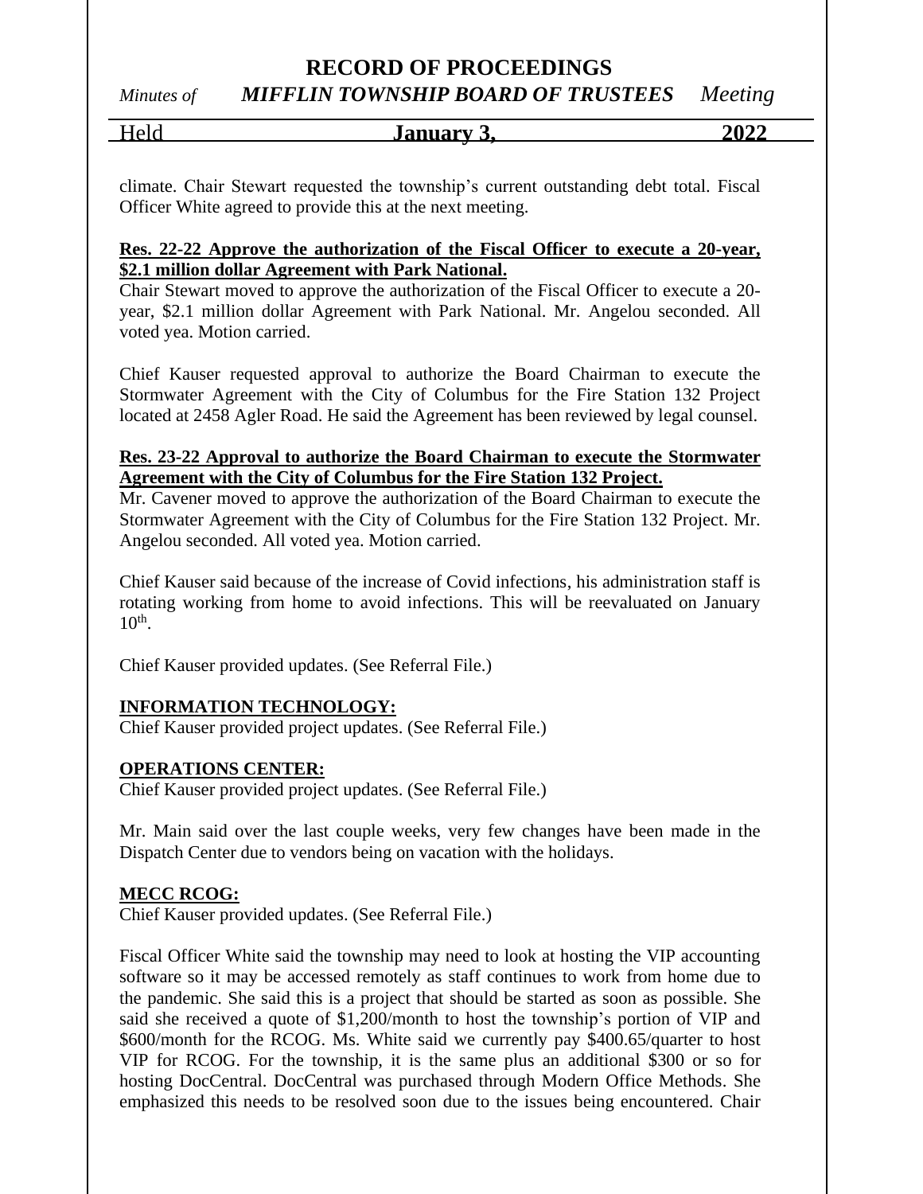climate. Chair Stewart requested the township's current outstanding debt total. Fiscal Officer White agreed to provide this at the next meeting.

**Res. 22-22 Approve the authorization of the Fiscal Officer to execute a 20-year, $2.1 million dollar Agreement with Park National.**

Chair Stewart moved to approve the authorization of the Fiscal Officer to execute a 20-year, $2.1 million dollar Agreement with Park National. Mr. Angelou seconded. All voted yea. Motion carried.

Chief Kauser requested approval to authorize the Board Chairman to execute the Stormwater Agreement with the City of Columbus for the Fire Station 132 Project located at 2458 Agler Road. He said the Agreement has been reviewed by legal counsel.

**Res. 23-22 Approval to authorize the Board Chairman to execute the Stormwater Agreement with the City of Columbus for the Fire Station 132 Project.**

Mr. Cavener moved to approve the authorization of the Board Chairman to execute the Stormwater Agreement with the City of Columbus for the Fire Station 132 Project. Mr. Angelou seconded. All voted yea. Motion carried.

Chief Kauser said because of the increase of Covid infections, his administration staff is rotating working from home to avoid infections. This will be reevaluated on January 10th.

Chief Kauser provided updates. (See Referral File.)

**INFORMATION TECHNOLOGY:**

Chief Kauser provided project updates. (See Referral File.)

**OPERATIONS CENTER:**

Chief Kauser provided project updates. (See Referral File.)

Mr. Main said over the last couple weeks, very few changes have been made in the Dispatch Center due to vendors being on vacation with the holidays.

**MECC RCOG:**

Chief Kauser provided updates. (See Referral File.)

Fiscal Officer White said the township may need to look at hosting the VIP accounting software so it may be accessed remotely as staff continues to work from home due to the pandemic. She said this is a project that should be started as soon as possible. She said she received a quote of $1,200/month to host the township's portion of VIP and $600/month for the RCOG. Ms. White said we currently pay $400.65/quarter to host VIP for RCOG. For the township, it is the same plus an additional $300 or so for hosting DocCentral. DocCentral was purchased through Modern Office Methods. She emphasized this needs to be resolved soon due to the issues being encountered. Chair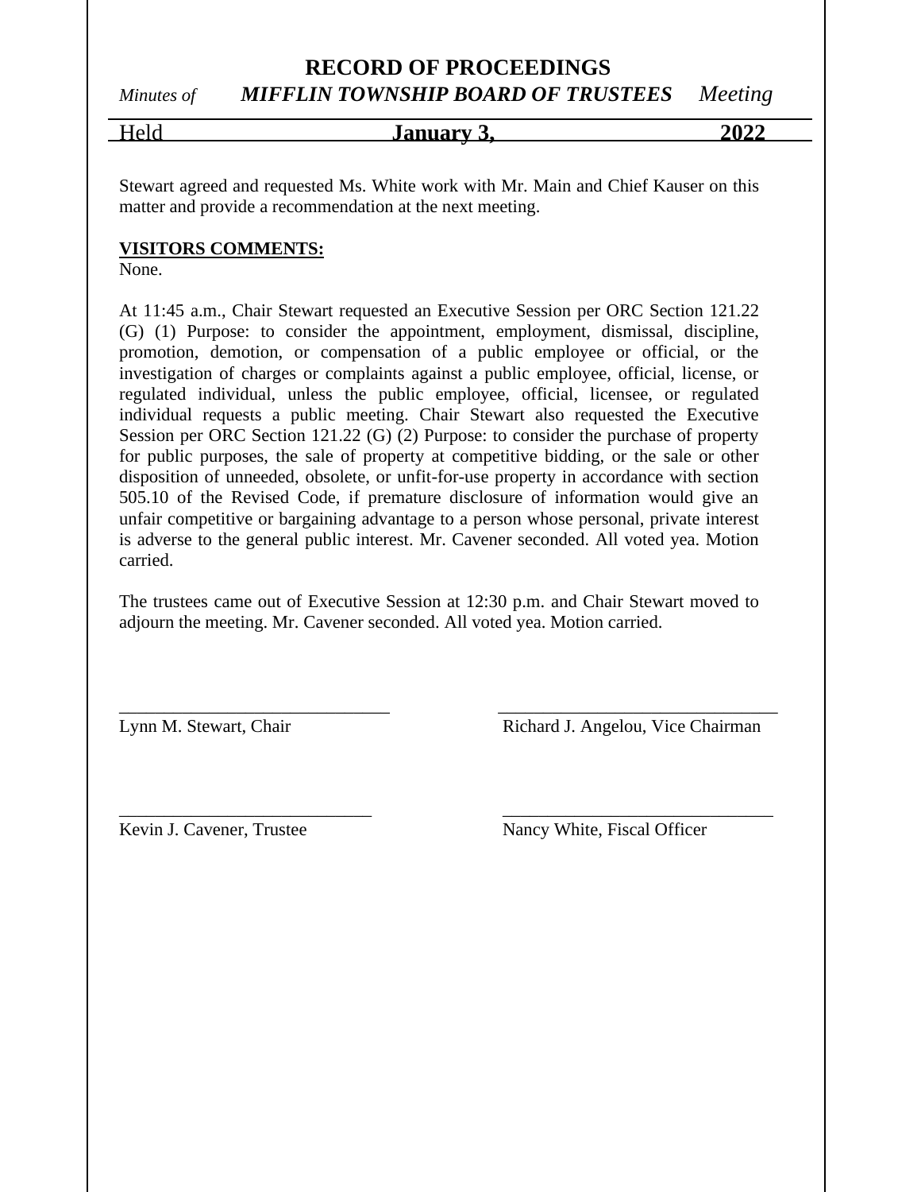Stewart agreed and requested Ms. White work with Mr. Main and Chief Kauser on this matter and provide a recommendation at the next meeting.

**VISITORS COMMENTS:**
None.

At 11:45 a.m., Chair Stewart requested an Executive Session per ORC Section 121.22 (G) (1) Purpose: to consider the appointment, employment, dismissal, discipline, promotion, demotion, or compensation of a public employee or official, or the investigation of charges or complaints against a public employee, official, license, or regulated individual, unless the public employee, official, licensee, or regulated individual requests a public meeting. Chair Stewart also requested the Executive Session per ORC Section 121.22 (G) (2) Purpose: to consider the purchase of property for public purposes, the sale of property at competitive bidding, or the sale or other disposition of unneeded, obsolete, or unfit-for-use property in accordance with section 505.10 of the Revised Code, if premature disclosure of information would give an unfair competitive or bargaining advantage to a person whose personal, private interest is adverse to the general public interest. Mr. Cavener seconded. All voted yea. Motion carried.

The trustees came out of Executive Session at 12:30 p.m. and Chair Stewart moved to adjourn the meeting. Mr. Cavener seconded. All voted yea. Motion carried.

| | |
|---|---|
| ______________________________ | ______________________________ |
| Lynn M. Stewart, Chair | Richard J. Angelou, Vice Chairman |
| ______________________________ | ______________________________ |
| Kevin J. Cavener, Trustee | Nancy White, Fiscal Officer |